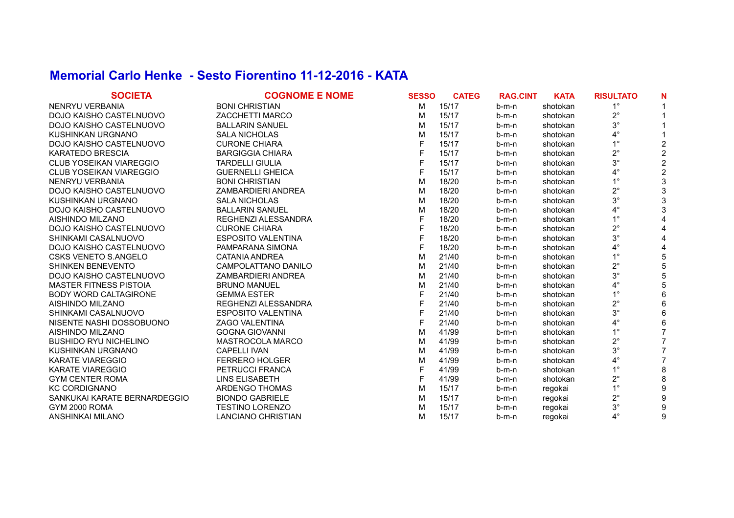# Memorial Carlo Henke - Sesto Fiorentino 11-12-2016 - KATA

| SOCIETA | COGNOME E NOME | SESSO | CATEG | RAG.CINT | KATA | RISULTATO | N |
|---|---|---|---|---|---|---|---|
| NENRYU VERBANIA | BONI CHRISTIAN | M | 15/17 | b-m-n | shotokan | 1° | 1 |
| DOJO KAISHO CASTELNUOVO | ZACCHETTI MARCO | M | 15/17 | b-m-n | shotokan | 2° | 1 |
| DOJO KAISHO CASTELNUOVO | BALLARIN SANUEL | M | 15/17 | b-m-n | shotokan | 3° | 1 |
| KUSHINKAN URGNANO | SALA NICHOLAS | M | 15/17 | b-m-n | shotokan | 4° | 1 |
| DOJO KAISHO CASTELNUOVO | CURONE CHIARA | F | 15/17 | b-m-n | shotokan | 1° | 2 |
| KARATEDO BRESCIA | BARGIGGIA CHIARA | F | 15/17 | b-m-n | shotokan | 2° | 2 |
| CLUB YOSEIKAN VIAREGGIO | TARDELLI GIULIA | F | 15/17 | b-m-n | shotokan | 3° | 2 |
| CLUB YOSEIKAN VIAREGGIO | GUERNELLI GHEICA | F | 15/17 | b-m-n | shotokan | 4° | 2 |
| NENRYU VERBANIA | BONI CHRISTIAN | M | 18/20 | b-m-n | shotokan | 1° | 3 |
| DOJO KAISHO CASTELNUOVO | ZAMBARDIERI ANDREA | M | 18/20 | b-m-n | shotokan | 2° | 3 |
| KUSHINKAN URGNANO | SALA NICHOLAS | M | 18/20 | b-m-n | shotokan | 3° | 3 |
| DOJO KAISHO CASTELNUOVO | BALLARIN SANUEL | M | 18/20 | b-m-n | shotokan | 4° | 3 |
| AISHINDO MILZANO | REGHENZI ALESSANDRA | F | 18/20 | b-m-n | shotokan | 1° | 4 |
| DOJO KAISHO CASTELNUOVO | CURONE CHIARA | F | 18/20 | b-m-n | shotokan | 2° | 4 |
| SHINKAMI CASALNUOVO | ESPOSITO VALENTINA | F | 18/20 | b-m-n | shotokan | 3° | 4 |
| DOJO KAISHO CASTELNUOVO | PAMPARANA SIMONA | F | 18/20 | b-m-n | shotokan | 4° | 4 |
| CSKS VENETO S.ANGELO | CATANIA ANDREA | M | 21/40 | b-m-n | shotokan | 1° | 5 |
| SHINKEN BENEVENTO | CAMPOLATTANO DANILO | M | 21/40 | b-m-n | shotokan | 2° | 5 |
| DOJO KAISHO CASTELNUOVO | ZAMBARDIERI ANDREA | M | 21/40 | b-m-n | shotokan | 3° | 5 |
| MASTER FITNESS PISTOIA | BRUNO MANUEL | M | 21/40 | b-m-n | shotokan | 4° | 5 |
| BODY WORD CALTAGIRONE | GEMMA ESTER | F | 21/40 | b-m-n | shotokan | 1° | 6 |
| AISHINDO MILZANO | REGHENZI ALESSANDRA | F | 21/40 | b-m-n | shotokan | 2° | 6 |
| SHINKAMI CASALNUOVO | ESPOSITO VALENTINA | F | 21/40 | b-m-n | shotokan | 3° | 6 |
| NISENTE NASHI DOSSOBUONO | ZAGO VALENTINA | F | 21/40 | b-m-n | shotokan | 4° | 6 |
| AISHINDO MILZANO | GOGNA GIOVANNI | M | 41/99 | b-m-n | shotokan | 1° | 7 |
| BUSHIDO RYU NICHELINO | MASTROCOLA MARCO | M | 41/99 | b-m-n | shotokan | 2° | 7 |
| KUSHINKAN URGNANO | CAPELLI IVAN | M | 41/99 | b-m-n | shotokan | 3° | 7 |
| KARATE VIAREGGIO | FERRERO HOLGER | M | 41/99 | b-m-n | shotokan | 4° | 7 |
| KARATE VIAREGGIO | PETRUCCI FRANCA | F | 41/99 | b-m-n | shotokan | 1° | 8 |
| GYM CENTER ROMA | LINS ELISABETH | F | 41/99 | b-m-n | shotokan | 2° | 8 |
| KC CORDIGNANO | ARDENGO THOMAS | M | 15/17 | b-m-n | regokai | 1° | 9 |
| SANKUKAI KARATE BERNARDEGGIO | BIONDO GABRIELE | M | 15/17 | b-m-n | regokai | 2° | 9 |
| GYM 2000 ROMA | TESTINO LORENZO | M | 15/17 | b-m-n | regokai | 3° | 9 |
| ANSHINKAI MILANO | LANCIANO CHRISTIAN | M | 15/17 | b-m-n | regokai | 4° | 9 |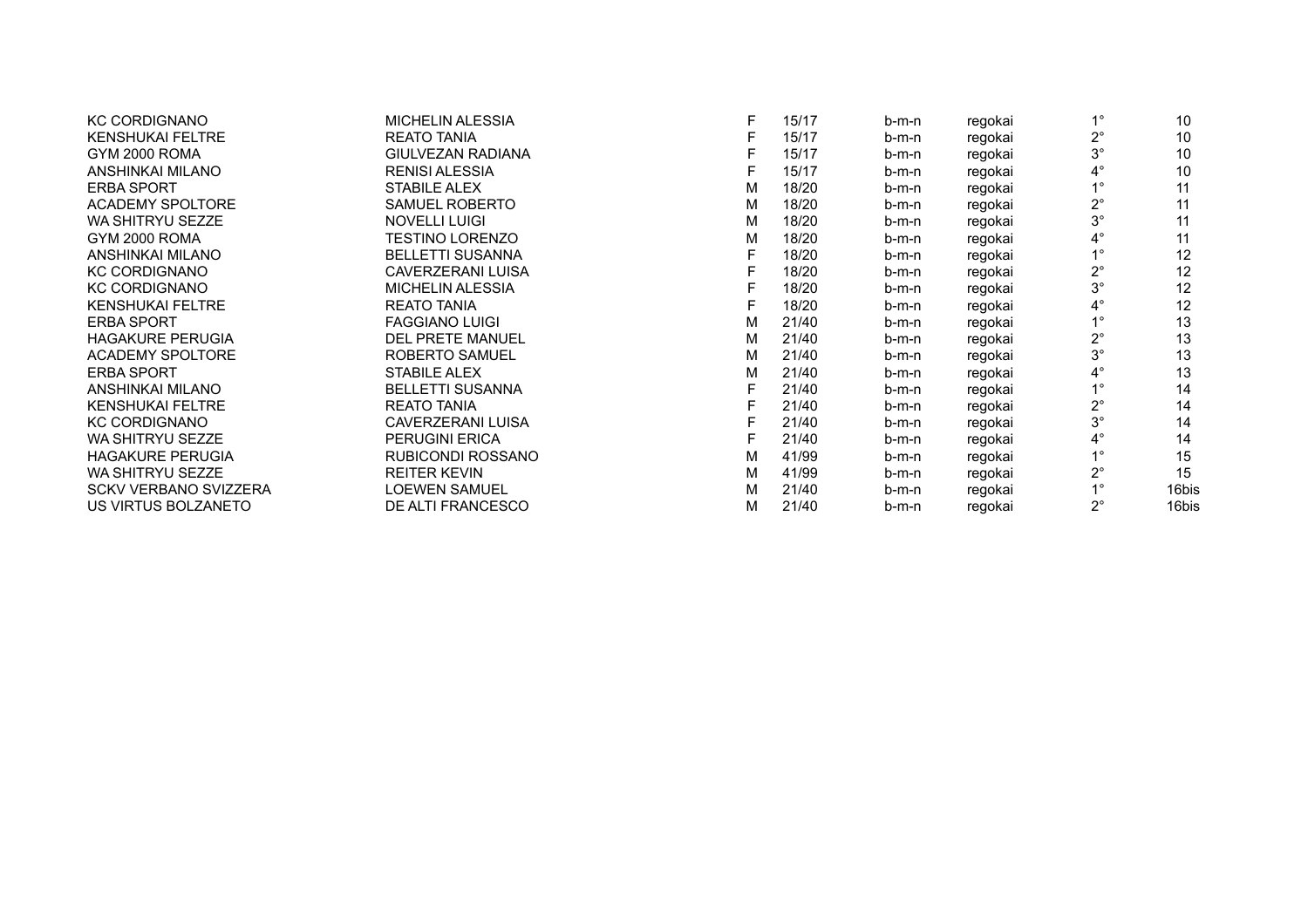| | | | | | | | |
|---|---|---|---|---|---|---|---|
| KC CORDIGNANO | MICHELIN ALESSIA | F | 15/17 | b-m-n | regokai | 1° | 10 |
| KENSHUKAI FELTRE | REATO TANIA | F | 15/17 | b-m-n | regokai | 2° | 10 |
| GYM 2000 ROMA | GIULVEZAN RADIANA | F | 15/17 | b-m-n | regokai | 3° | 10 |
| ANSHINKAI MILANO | RENISI ALESSIA | F | 15/17 | b-m-n | regokai | 4° | 10 |
| ERBA SPORT | STABILE ALEX | M | 18/20 | b-m-n | regokai | 1° | 11 |
| ACADEMY SPOLTORE | SAMUEL ROBERTO | M | 18/20 | b-m-n | regokai | 2° | 11 |
| WA SHITRYU SEZZE | NOVELLI LUIGI | M | 18/20 | b-m-n | regokai | 3° | 11 |
| GYM 2000 ROMA | TESTINO LORENZO | M | 18/20 | b-m-n | regokai | 4° | 11 |
| ANSHINKAI MILANO | BELLETTI SUSANNA | F | 18/20 | b-m-n | regokai | 1° | 12 |
| KC CORDIGNANO | CAVERZERANI LUISA | F | 18/20 | b-m-n | regokai | 2° | 12 |
| KC CORDIGNANO | MICHELIN ALESSIA | F | 18/20 | b-m-n | regokai | 3° | 12 |
| KENSHUKAI FELTRE | REATO TANIA | F | 18/20 | b-m-n | regokai | 4° | 12 |
| ERBA SPORT | FAGGIANO LUIGI | M | 21/40 | b-m-n | regokai | 1° | 13 |
| HAGAKURE PERUGIA | DEL PRETE MANUEL | M | 21/40 | b-m-n | regokai | 2° | 13 |
| ACADEMY SPOLTORE | ROBERTO SAMUEL | M | 21/40 | b-m-n | regokai | 3° | 13 |
| ERBA SPORT | STABILE ALEX | M | 21/40 | b-m-n | regokai | 4° | 13 |
| ANSHINKAI MILANO | BELLETTI SUSANNA | F | 21/40 | b-m-n | regokai | 1° | 14 |
| KENSHUKAI FELTRE | REATO TANIA | F | 21/40 | b-m-n | regokai | 2° | 14 |
| KC CORDIGNANO | CAVERZERANI LUISA | F | 21/40 | b-m-n | regokai | 3° | 14 |
| WA SHITRYU SEZZE | PERUGINI ERICA | F | 21/40 | b-m-n | regokai | 4° | 14 |
| HAGAKURE PERUGIA | RUBICONDI ROSSANO | M | 41/99 | b-m-n | regokai | 1° | 15 |
| WA SHITRYU SEZZE | REITER KEVIN | M | 41/99 | b-m-n | regokai | 2° | 15 |
| SCKV VERBANO SVIZZERA | LOEWEN SAMUEL | M | 21/40 | b-m-n | regokai | 1° | 16bis |
| US VIRTUS BOLZANETO | DE ALTI FRANCESCO | M | 21/40 | b-m-n | regokai | 2° | 16bis |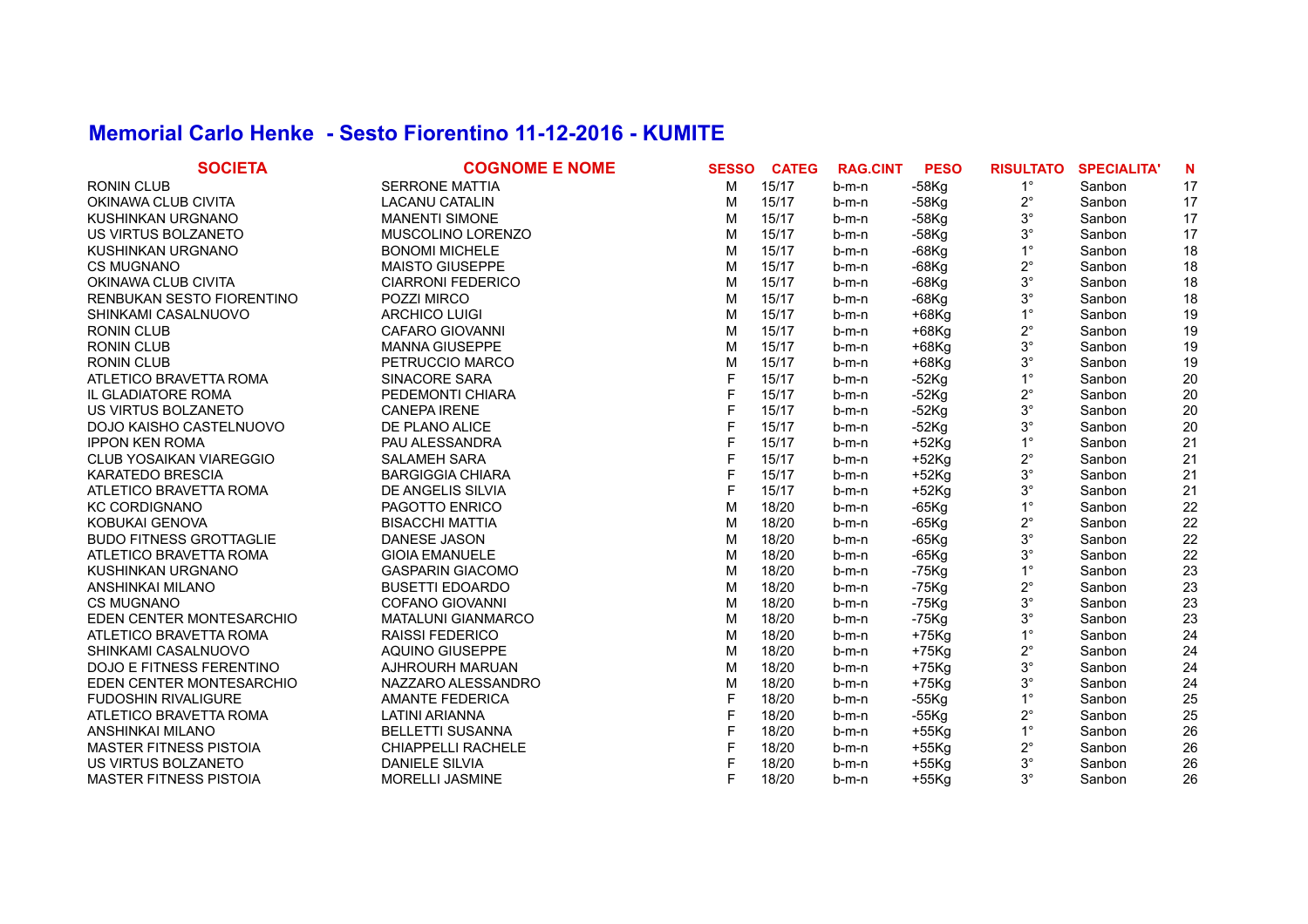# Memorial Carlo Henke - Sesto Fiorentino 11-12-2016 - KUMITE

| SOCIETA | COGNOME E NOME | SESSO | CATEG | RAG.CINT | PESO | RISULTATO | SPECIALITA' | N |
|---|---|---|---|---|---|---|---|---|
| RONIN CLUB | SERRONE MATTIA | M | 15/17 | b-m-n | -58Kg | 1° | Sanbon | 17 |
| OKINAWA CLUB CIVITA | LACANU CATALIN | M | 15/17 | b-m-n | -58Kg | 2° | Sanbon | 17 |
| KUSHINKAN URGNANO | MANENTI SIMONE | M | 15/17 | b-m-n | -58Kg | 3° | Sanbon | 17 |
| US VIRTUS BOLZANETO | MUSCOLINO LORENZO | M | 15/17 | b-m-n | -58Kg | 3° | Sanbon | 17 |
| KUSHINKAN URGNANO | BONOMI MICHELE | M | 15/17 | b-m-n | -68Kg | 1° | Sanbon | 18 |
| CS MUGNANO | MAISTO GIUSEPPE | M | 15/17 | b-m-n | -68Kg | 2° | Sanbon | 18 |
| OKINAWA CLUB CIVITA | CIARRONI FEDERICO | M | 15/17 | b-m-n | -68Kg | 3° | Sanbon | 18 |
| RENBUKAN SESTO FIORENTINO | POZZI MIRCO | M | 15/17 | b-m-n | -68Kg | 3° | Sanbon | 18 |
| SHINKAMI CASALNUOVO | ARCHICO LUIGI | M | 15/17 | b-m-n | +68Kg | 1° | Sanbon | 19 |
| RONIN CLUB | CAFARO GIOVANNI | M | 15/17 | b-m-n | +68Kg | 2° | Sanbon | 19 |
| RONIN CLUB | MANNA GIUSEPPE | M | 15/17 | b-m-n | +68Kg | 3° | Sanbon | 19 |
| RONIN CLUB | PETRUCCIO MARCO | M | 15/17 | b-m-n | +68Kg | 3° | Sanbon | 19 |
| ATLETICO BRAVETTA ROMA | SINACORE SARA | F | 15/17 | b-m-n | -52Kg | 1° | Sanbon | 20 |
| IL GLADIATORE ROMA | PEDEMONTI CHIARA | F | 15/17 | b-m-n | -52Kg | 2° | Sanbon | 20 |
| US VIRTUS BOLZANETO | CANEPA IRENE | F | 15/17 | b-m-n | -52Kg | 3° | Sanbon | 20 |
| DOJO KAISHO CASTELNUOVO | DE PLANO ALICE | F | 15/17 | b-m-n | -52Kg | 3° | Sanbon | 20 |
| IPPON KEN ROMA | PAU ALESSANDRA | F | 15/17 | b-m-n | +52Kg | 1° | Sanbon | 21 |
| CLUB YOSAIKAN VIAREGGIO | SALAMEH SARA | F | 15/17 | b-m-n | +52Kg | 2° | Sanbon | 21 |
| KARATEDO BRESCIA | BARGIGGIA CHIARA | F | 15/17 | b-m-n | +52Kg | 3° | Sanbon | 21 |
| ATLETICO BRAVETTA ROMA | DE ANGELIS SILVIA | F | 15/17 | b-m-n | +52Kg | 3° | Sanbon | 21 |
| KC CORDIGNANO | PAGOTTO ENRICO | M | 18/20 | b-m-n | -65Kg | 1° | Sanbon | 22 |
| KOBUKAI GENOVA | BISACCHI MATTIA | M | 18/20 | b-m-n | -65Kg | 2° | Sanbon | 22 |
| BUDO FITNESS GROTTAGLIE | DANESE JASON | M | 18/20 | b-m-n | -65Kg | 3° | Sanbon | 22 |
| ATLETICO BRAVETTA ROMA | GIOIA EMANUELE | M | 18/20 | b-m-n | -65Kg | 3° | Sanbon | 22 |
| KUSHINKAN URGNANO | GASPARIN GIACOMO | M | 18/20 | b-m-n | -75Kg | 1° | Sanbon | 23 |
| ANSHINKAI MILANO | BUSETTI EDOARDO | M | 18/20 | b-m-n | -75Kg | 2° | Sanbon | 23 |
| CS MUGNANO | COFANO GIOVANNI | M | 18/20 | b-m-n | -75Kg | 3° | Sanbon | 23 |
| EDEN CENTER MONTESARCHIO | MATALUNI GIANMARCO | M | 18/20 | b-m-n | -75Kg | 3° | Sanbon | 23 |
| ATLETICO BRAVETTA ROMA | RAISSI FEDERICO | M | 18/20 | b-m-n | +75Kg | 1° | Sanbon | 24 |
| SHINKAMI CASALNUOVO | AQUINO GIUSEPPE | M | 18/20 | b-m-n | +75Kg | 2° | Sanbon | 24 |
| DOJO E FITNESS FERENTINO | AJHROURH MARUAN | M | 18/20 | b-m-n | +75Kg | 3° | Sanbon | 24 |
| EDEN CENTER MONTESARCHIO | NAZZARO ALESSANDRO | M | 18/20 | b-m-n | +75Kg | 3° | Sanbon | 24 |
| FUDOSHIN RIVALIGURE | AMANTE FEDERICA | F | 18/20 | b-m-n | -55Kg | 1° | Sanbon | 25 |
| ATLETICO BRAVETTA ROMA | LATINI ARIANNA | F | 18/20 | b-m-n | -55Kg | 2° | Sanbon | 25 |
| ANSHINKAI MILANO | BELLETTI SUSANNA | F | 18/20 | b-m-n | +55Kg | 1° | Sanbon | 26 |
| MASTER FITNESS PISTOIA | CHIAPPELLI RACHELE | F | 18/20 | b-m-n | +55Kg | 2° | Sanbon | 26 |
| US VIRTUS BOLZANETO | DANIELE SILVIA | F | 18/20 | b-m-n | +55Kg | 3° | Sanbon | 26 |
| MASTER FITNESS PISTOIA | MORELLI JASMINE | F | 18/20 | b-m-n | +55Kg | 3° | Sanbon | 26 |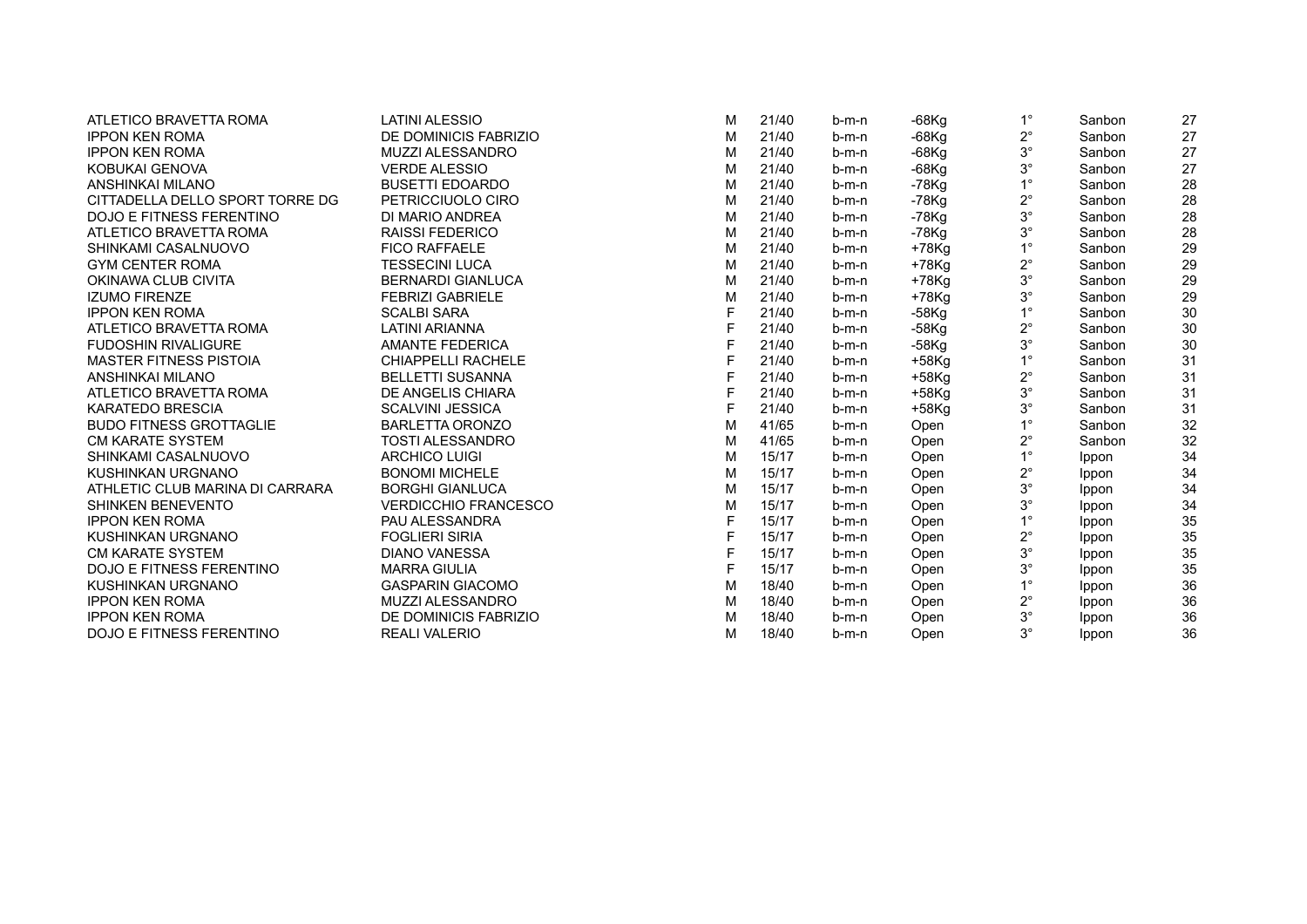| | | | | | | | | |
|---|---|---|---|---|---|---|---|---|
| ATLETICO BRAVETTA ROMA | LATINI ALESSIO | M | 21/40 | b-m-n | -68Kg | 1° | Sanbon | 27 |
| IPPON KEN ROMA | DE DOMINICIS FABRIZIO | M | 21/40 | b-m-n | -68Kg | 2° | Sanbon | 27 |
| IPPON KEN ROMA | MUZZI ALESSANDRO | M | 21/40 | b-m-n | -68Kg | 3° | Sanbon | 27 |
| KOBUKAI GENOVA | VERDE ALESSIO | M | 21/40 | b-m-n | -68Kg | 3° | Sanbon | 27 |
| ANSHINKAI MILANO | BUSETTI EDOARDO | M | 21/40 | b-m-n | -78Kg | 1° | Sanbon | 28 |
| CITTADELLA DELLO SPORT TORRE DG | PETRICCIUOLO CIRO | M | 21/40 | b-m-n | -78Kg | 2° | Sanbon | 28 |
| DOJO E FITNESS FERENTINO | DI MARIO ANDREA | M | 21/40 | b-m-n | -78Kg | 3° | Sanbon | 28 |
| ATLETICO BRAVETTA ROMA | RAISSI FEDERICO | M | 21/40 | b-m-n | -78Kg | 3° | Sanbon | 28 |
| SHINKAMI CASALNUOVO | FICO RAFFAELE | M | 21/40 | b-m-n | +78Kg | 1° | Sanbon | 29 |
| GYM CENTER ROMA | TESSECINI LUCA | M | 21/40 | b-m-n | +78Kg | 2° | Sanbon | 29 |
| OKINAWA CLUB CIVITA | BERNARDI GIANLUCA | M | 21/40 | b-m-n | +78Kg | 3° | Sanbon | 29 |
| IZUMO FIRENZE | FEBRIZI GABRIELE | M | 21/40 | b-m-n | +78Kg | 3° | Sanbon | 29 |
| IPPON KEN ROMA | SCALBI SARA | F | 21/40 | b-m-n | -58Kg | 1° | Sanbon | 30 |
| ATLETICO BRAVETTA ROMA | LATINI ARIANNA | F | 21/40 | b-m-n | -58Kg | 2° | Sanbon | 30 |
| FUDOSHIN RIVALIGURE | AMANTE FEDERICA | F | 21/40 | b-m-n | -58Kg | 3° | Sanbon | 30 |
| MASTER FITNESS PISTOIA | CHIAPPELLI RACHELE | F | 21/40 | b-m-n | +58Kg | 1° | Sanbon | 31 |
| ANSHINKAI MILANO | BELLETTI SUSANNA | F | 21/40 | b-m-n | +58Kg | 2° | Sanbon | 31 |
| ATLETICO BRAVETTA ROMA | DE ANGELIS CHIARA | F | 21/40 | b-m-n | +58Kg | 3° | Sanbon | 31 |
| KARATEDO BRESCIA | SCALVINI JESSICA | F | 21/40 | b-m-n | +58Kg | 3° | Sanbon | 31 |
| BUDO FITNESS GROTTAGLIE | BARLETTA ORONZO | M | 41/65 | b-m-n | Open | 1° | Sanbon | 32 |
| CM KARATE SYSTEM | TOSTI ALESSANDRO | M | 41/65 | b-m-n | Open | 2° | Sanbon | 32 |
| SHINKAMI CASALNUOVO | ARCHICO LUIGI | M | 15/17 | b-m-n | Open | 1° | Ippon | 34 |
| KUSHINKAN URGNANO | BONOMI MICHELE | M | 15/17 | b-m-n | Open | 2° | Ippon | 34 |
| ATHLETIC CLUB MARINA DI CARRARA | BORGHI GIANLUCA | M | 15/17 | b-m-n | Open | 3° | Ippon | 34 |
| SHINKEN BENEVENTO | VERDICCHIO FRANCESCO | M | 15/17 | b-m-n | Open | 3° | Ippon | 34 |
| IPPON KEN ROMA | PAU ALESSANDRA | F | 15/17 | b-m-n | Open | 1° | Ippon | 35 |
| KUSHINKAN URGNANO | FOGLIERI SIRIA | F | 15/17 | b-m-n | Open | 2° | Ippon | 35 |
| CM KARATE SYSTEM | DIANO VANESSA | F | 15/17 | b-m-n | Open | 3° | Ippon | 35 |
| DOJO E FITNESS FERENTINO | MARRA GIULIA | F | 15/17 | b-m-n | Open | 3° | Ippon | 35 |
| KUSHINKAN URGNANO | GASPARIN GIACOMO | M | 18/40 | b-m-n | Open | 1° | Ippon | 36 |
| IPPON KEN ROMA | MUZZI ALESSANDRO | M | 18/40 | b-m-n | Open | 2° | Ippon | 36 |
| IPPON KEN ROMA | DE DOMINICIS FABRIZIO | M | 18/40 | b-m-n | Open | 3° | Ippon | 36 |
| DOJO E FITNESS FERENTINO | REALI VALERIO | M | 18/40 | b-m-n | Open | 3° | Ippon | 36 |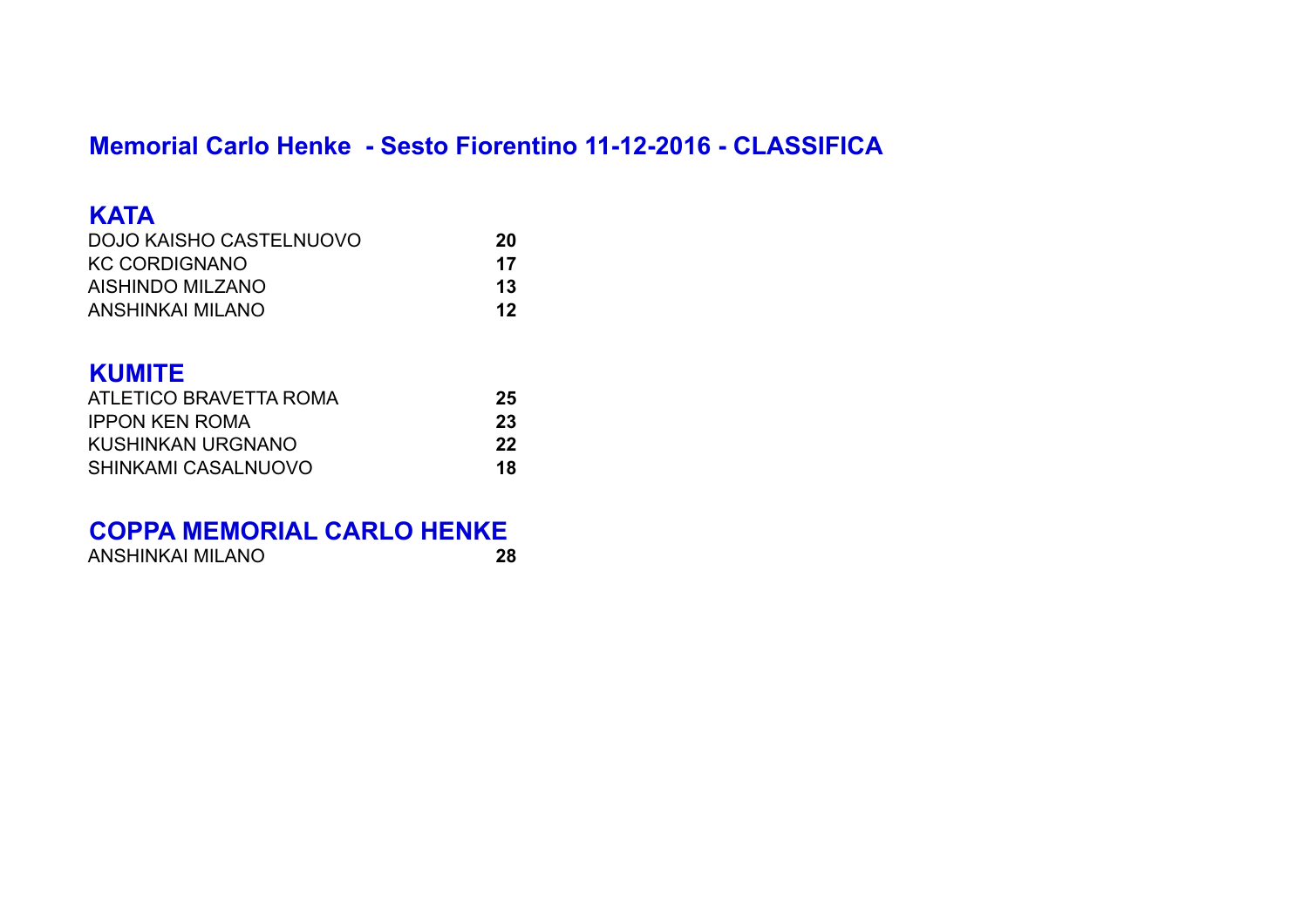# Memorial Carlo Henke - Sesto Fiorentino 11-12-2016 - CLASSIFICA

## KATA

| | |
|---|---|
| DOJO KAISHO CASTELNUOVO | **20** |
| KC CORDIGNANO | **17** |
| AISHINDO MILZANO | **13** |
| ANSHINKAI MILANO | **12** |

## KUMITE

| | |
|---|---|
| ATLETICO BRAVETTA ROMA | **25** |
| IPPON KEN ROMA | **23** |
| KUSHINKAN URGNANO | **22** |
| SHINKAMI CASALNUOVO | **18** |

## COPPA MEMORIAL CARLO HENKE

| | |
|---|---|
| ANSHINKAI MILANO | **28** |